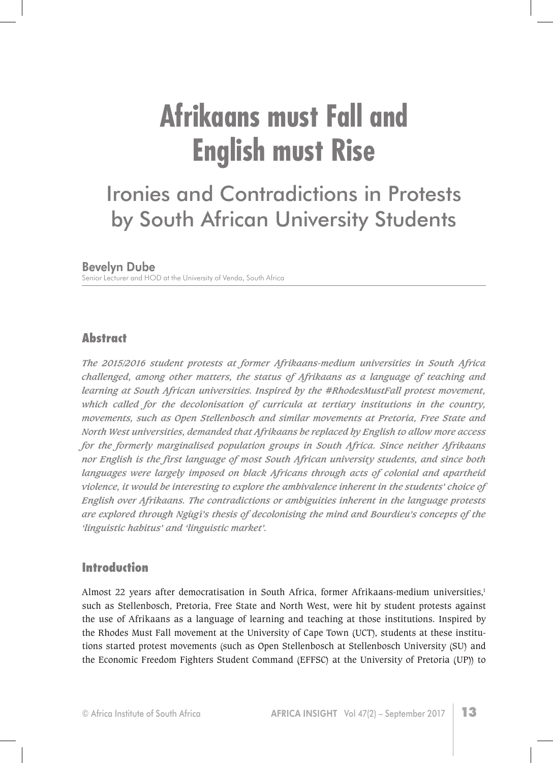# Afrikaans must Fall and English must Rise

## Ironies and Contradictions in Protests by South African University Students

**Bevelyn Dube**
Senior Lecturer and HOD at the University of Venda, South Africa

## Abstract

*The 2015/2016 student protests at former Afrikaans-medium universities in South Africa challenged, among other matters, the status of Afrikaans as a language of teaching and learning at South African universities. Inspired by the #RhodesMustFall protest movement, which called for the decolonisation of curricula at tertiary institutions in the country, movements, such as Open Stellenbosch and similar movements at Pretoria, Free State and North West universities, demanded that Afrikaans be replaced by English to allow more access for the formerly marginalised population groups in South Africa. Since neither Afrikaans nor English is the first language of most South African university students, and since both languages were largely imposed on black Africans through acts of colonial and apartheid violence, it would be interesting to explore the ambivalence inherent in the students' choice of English over Afrikaans. The contradictions or ambiguities inherent in the language protests are explored through Ngũgĩ's thesis of decolonising the mind and Bourdieu's concepts of the 'linguistic habitus' and 'linguistic market'.*

## Introduction

Almost 22 years after democratisation in South Africa, former Afrikaans-medium universities,[1] such as Stellenbosch, Pretoria, Free State and North West, were hit by student protests against the use of Afrikaans as a language of learning and teaching at those institutions. Inspired by the Rhodes Must Fall movement at the University of Cape Town (UCT), students at these institutions started protest movements (such as Open Stellenbosch at Stellenbosch University (SU) and the Economic Freedom Fighters Student Command (EFFSC) at the University of Pretoria (UP)) to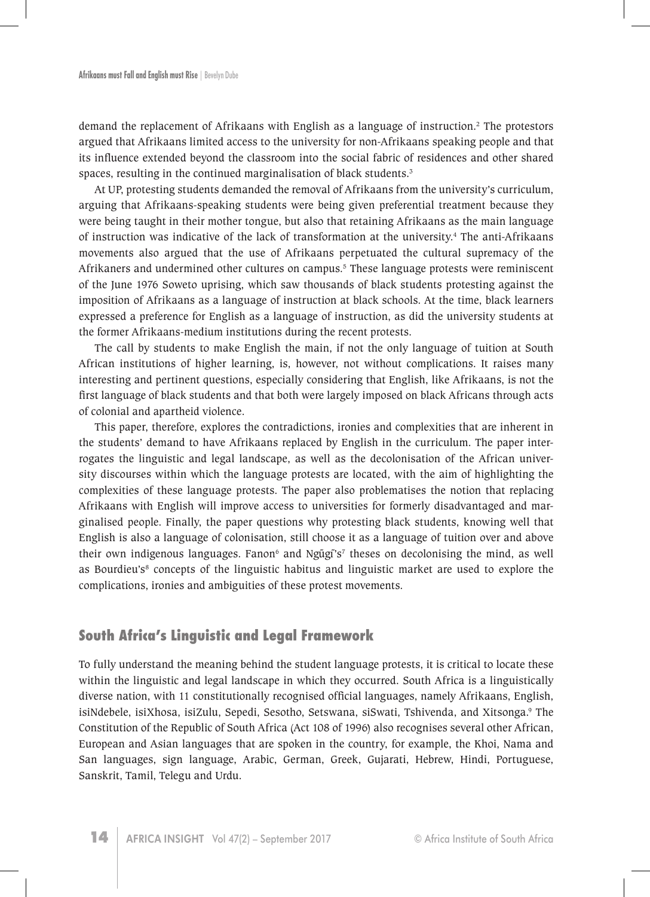demand the replacement of Afrikaans with English as a language of instruction.[2] The protestors argued that Afrikaans limited access to the university for non-Afrikaans speaking people and that its influence extended beyond the classroom into the social fabric of residences and other shared spaces, resulting in the continued marginalisation of black students.[3]

At UP, protesting students demanded the removal of Afrikaans from the university's curriculum, arguing that Afrikaans-speaking students were being given preferential treatment because they were being taught in their mother tongue, but also that retaining Afrikaans as the main language of instruction was indicative of the lack of transformation at the university.[4] The anti-Afrikaans movements also argued that the use of Afrikaans perpetuated the cultural supremacy of the Afrikaners and undermined other cultures on campus.[5] These language protests were reminiscent of the June 1976 Soweto uprising, which saw thousands of black students protesting against the imposition of Afrikaans as a language of instruction at black schools. At the time, black learners expressed a preference for English as a language of instruction, as did the university students at the former Afrikaans-medium institutions during the recent protests.

The call by students to make English the main, if not the only language of tuition at South African institutions of higher learning, is, however, not without complications. It raises many interesting and pertinent questions, especially considering that English, like Afrikaans, is not the first language of black students and that both were largely imposed on black Africans through acts of colonial and apartheid violence.

This paper, therefore, explores the contradictions, ironies and complexities that are inherent in the students' demand to have Afrikaans replaced by English in the curriculum. The paper interrogates the linguistic and legal landscape, as well as the decolonisation of the African university discourses within which the language protests are located, with the aim of highlighting the complexities of these language protests. The paper also problematises the notion that replacing Afrikaans with English will improve access to universities for formerly disadvantaged and marginalised people. Finally, the paper questions why protesting black students, knowing well that English is also a language of colonisation, still choose it as a language of tuition over and above their own indigenous languages. Fanon[6] and Ngũgĩ's[7] theses on decolonising the mind, as well as Bourdieu's[8] concepts of the linguistic habitus and linguistic market are used to explore the complications, ironies and ambiguities of these protest movements.

## South Africa's Linguistic and Legal Framework

To fully understand the meaning behind the student language protests, it is critical to locate these within the linguistic and legal landscape in which they occurred. South Africa is a linguistically diverse nation, with 11 constitutionally recognised official languages, namely Afrikaans, English, isiNdebele, isiXhosa, isiZulu, Sepedi, Sesotho, Setswana, siSwati, Tshivenda, and Xitsonga.[9] The Constitution of the Republic of South Africa (Act 108 of 1996) also recognises several other African, European and Asian languages that are spoken in the country, for example, the Khoi, Nama and San languages, sign language, Arabic, German, Greek, Gujarati, Hebrew, Hindi, Portuguese, Sanskrit, Tamil, Telegu and Urdu.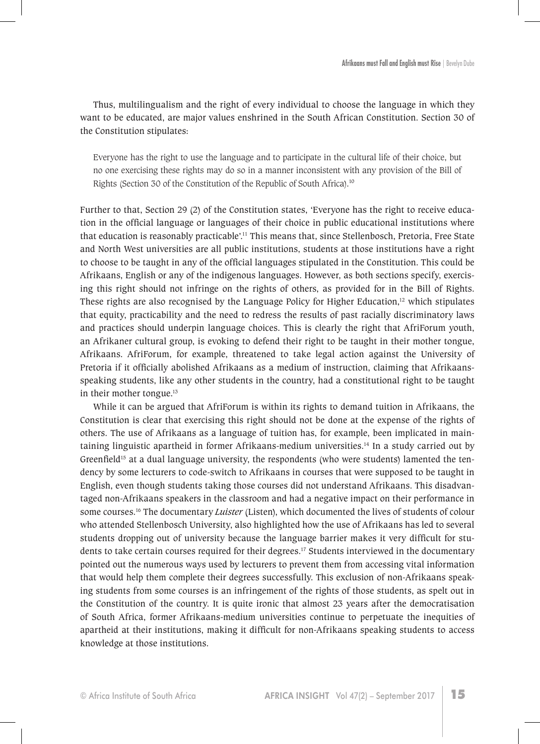Thus, multilingualism and the right of every individual to choose the language in which they want to be educated, are major values enshrined in the South African Constitution. Section 30 of the Constitution stipulates:

> Everyone has the right to use the language and to participate in the cultural life of their choice, but no one exercising these rights may do so in a manner inconsistent with any provision of the Bill of Rights (Section 30 of the Constitution of the Republic of South Africa).[10]

Further to that, Section 29 (2) of the Constitution states, 'Everyone has the right to receive education in the official language or languages of their choice in public educational institutions where that education is reasonably practicable'.[11] This means that, since Stellenbosch, Pretoria, Free State and North West universities are all public institutions, students at those institutions have a right to choose to be taught in any of the official languages stipulated in the Constitution. This could be Afrikaans, English or any of the indigenous languages. However, as both sections specify, exercising this right should not infringe on the rights of others, as provided for in the Bill of Rights. These rights are also recognised by the Language Policy for Higher Education,[12] which stipulates that equity, practicability and the need to redress the results of past racially discriminatory laws and practices should underpin language choices. This is clearly the right that AfriForum youth, an Afrikaner cultural group, is evoking to defend their right to be taught in their mother tongue, Afrikaans. AfriForum, for example, threatened to take legal action against the University of Pretoria if it officially abolished Afrikaans as a medium of instruction, claiming that Afrikaans-speaking students, like any other students in the country, had a constitutional right to be taught in their mother tongue.[13]

While it can be argued that AfriForum is within its rights to demand tuition in Afrikaans, the Constitution is clear that exercising this right should not be done at the expense of the rights of others. The use of Afrikaans as a language of tuition has, for example, been implicated in maintaining linguistic apartheid in former Afrikaans-medium universities.[14] In a study carried out by Greenfield[15] at a dual language university, the respondents (who were students) lamented the tendency by some lecturers to code-switch to Afrikaans in courses that were supposed to be taught in English, even though students taking those courses did not understand Afrikaans. This disadvantaged non-Afrikaans speakers in the classroom and had a negative impact on their performance in some courses.[16] The documentary *Luister* (Listen), which documented the lives of students of colour who attended Stellenbosch University, also highlighted how the use of Afrikaans has led to several students dropping out of university because the language barrier makes it very difficult for students to take certain courses required for their degrees.[17] Students interviewed in the documentary pointed out the numerous ways used by lecturers to prevent them from accessing vital information that would help them complete their degrees successfully. This exclusion of non-Afrikaans speaking students from some courses is an infringement of the rights of those students, as spelt out in the Constitution of the country. It is quite ironic that almost 23 years after the democratisation of South Africa, former Afrikaans-medium universities continue to perpetuate the inequities of apartheid at their institutions, making it difficult for non-Afrikaans speaking students to access knowledge at those institutions.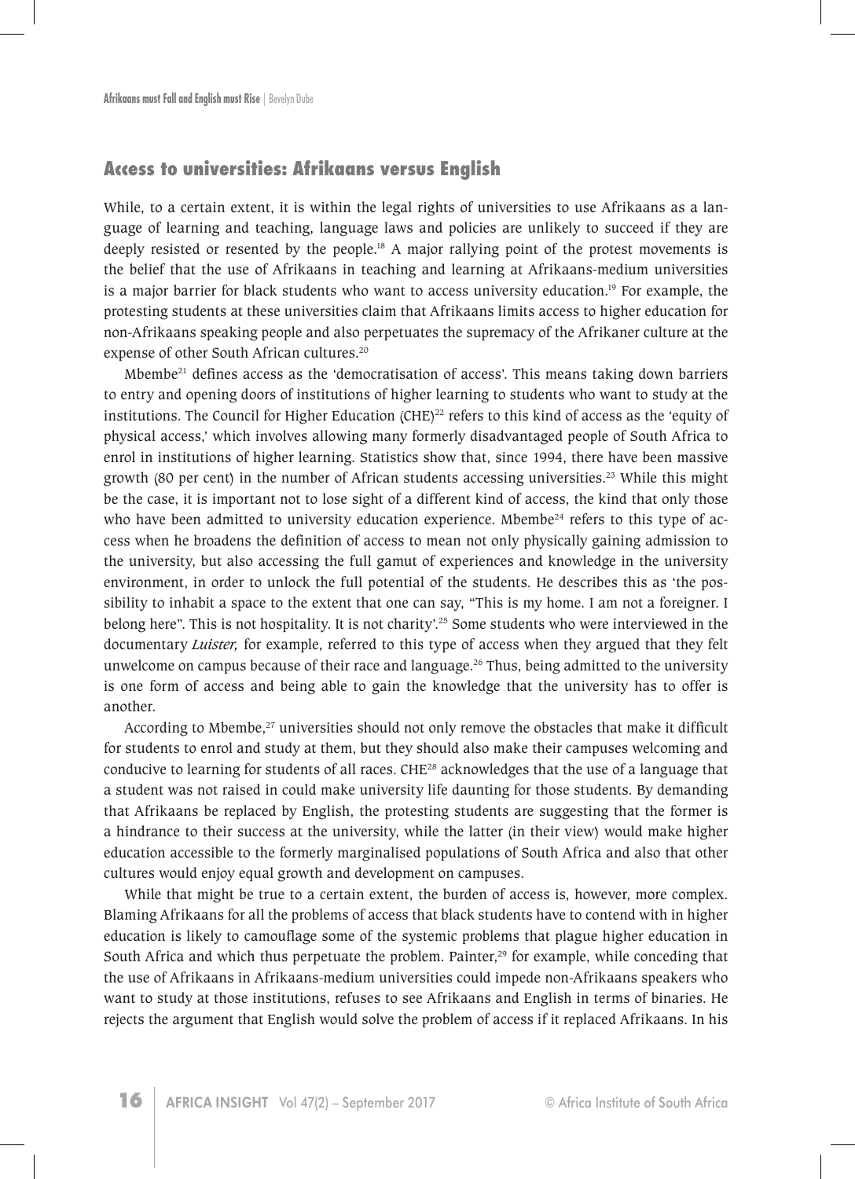## Access to universities: Afrikaans versus English

While, to a certain extent, it is within the legal rights of universities to use Afrikaans as a language of learning and teaching, language laws and policies are unlikely to succeed if they are deeply resisted or resented by the people.[18] A major rallying point of the protest movements is the belief that the use of Afrikaans in teaching and learning at Afrikaans-medium universities is a major barrier for black students who want to access university education.[19] For example, the protesting students at these universities claim that Afrikaans limits access to higher education for non-Afrikaans speaking people and also perpetuates the supremacy of the Afrikaner culture at the expense of other South African cultures.[20]

Mbembe[21] defines access as the 'democratisation of access'. This means taking down barriers to entry and opening doors of institutions of higher learning to students who want to study at the institutions. The Council for Higher Education (CHE)[22] refers to this kind of access as the 'equity of physical access,' which involves allowing many formerly disadvantaged people of South Africa to enrol in institutions of higher learning. Statistics show that, since 1994, there have been massive growth (80 per cent) in the number of African students accessing universities.[23] While this might be the case, it is important not to lose sight of a different kind of access, the kind that only those who have been admitted to university education experience. Mbembe[24] refers to this type of access when he broadens the definition of access to mean not only physically gaining admission to the university, but also accessing the full gamut of experiences and knowledge in the university environment, in order to unlock the full potential of the students. He describes this as 'the possibility to inhabit a space to the extent that one can say, "This is my home. I am not a foreigner. I belong here". This is not hospitality. It is not charity'.[25] Some students who were interviewed in the documentary *Luister,* for example, referred to this type of access when they argued that they felt unwelcome on campus because of their race and language.[26] Thus, being admitted to the university is one form of access and being able to gain the knowledge that the university has to offer is another.

According to Mbembe,[27] universities should not only remove the obstacles that make it difficult for students to enrol and study at them, but they should also make their campuses welcoming and conducive to learning for students of all races. CHE[28] acknowledges that the use of a language that a student was not raised in could make university life daunting for those students. By demanding that Afrikaans be replaced by English, the protesting students are suggesting that the former is a hindrance to their success at the university, while the latter (in their view) would make higher education accessible to the formerly marginalised populations of South Africa and also that other cultures would enjoy equal growth and development on campuses.

While that might be true to a certain extent, the burden of access is, however, more complex. Blaming Afrikaans for all the problems of access that black students have to contend with in higher education is likely to camouflage some of the systemic problems that plague higher education in South Africa and which thus perpetuate the problem. Painter,[29] for example, while conceding that the use of Afrikaans in Afrikaans-medium universities could impede non-Afrikaans speakers who want to study at those institutions, refuses to see Afrikaans and English in terms of binaries. He rejects the argument that English would solve the problem of access if it replaced Afrikaans. In his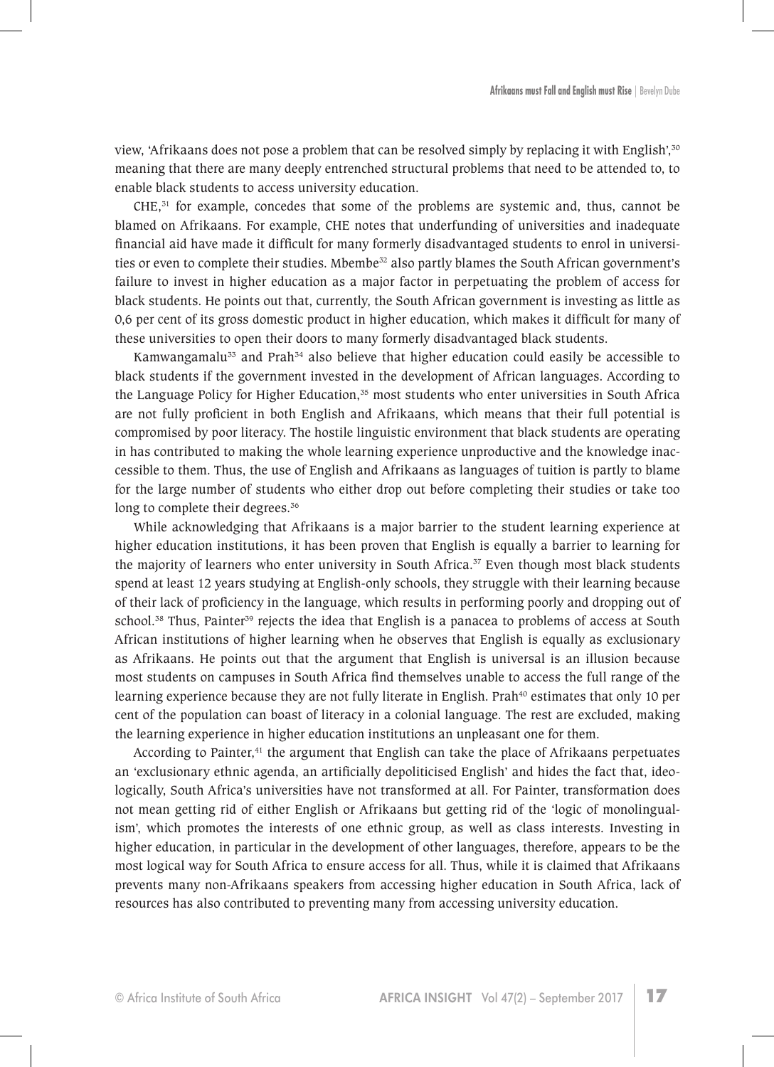view, 'Afrikaans does not pose a problem that can be resolved simply by replacing it with English',[30] meaning that there are many deeply entrenched structural problems that need to be attended to, to enable black students to access university education.

CHE,[31] for example, concedes that some of the problems are systemic and, thus, cannot be blamed on Afrikaans. For example, CHE notes that underfunding of universities and inadequate financial aid have made it difficult for many formerly disadvantaged students to enrol in universities or even to complete their studies. Mbembe[32] also partly blames the South African government's failure to invest in higher education as a major factor in perpetuating the problem of access for black students. He points out that, currently, the South African government is investing as little as 0,6 per cent of its gross domestic product in higher education, which makes it difficult for many of these universities to open their doors to many formerly disadvantaged black students.

Kamwangamalu[33] and Prah[34] also believe that higher education could easily be accessible to black students if the government invested in the development of African languages. According to the Language Policy for Higher Education,[35] most students who enter universities in South Africa are not fully proficient in both English and Afrikaans, which means that their full potential is compromised by poor literacy. The hostile linguistic environment that black students are operating in has contributed to making the whole learning experience unproductive and the knowledge inaccessible to them. Thus, the use of English and Afrikaans as languages of tuition is partly to blame for the large number of students who either drop out before completing their studies or take too long to complete their degrees.[36]

While acknowledging that Afrikaans is a major barrier to the student learning experience at higher education institutions, it has been proven that English is equally a barrier to learning for the majority of learners who enter university in South Africa.[37] Even though most black students spend at least 12 years studying at English-only schools, they struggle with their learning because of their lack of proficiency in the language, which results in performing poorly and dropping out of school.[38] Thus, Painter[39] rejects the idea that English is a panacea to problems of access at South African institutions of higher learning when he observes that English is equally as exclusionary as Afrikaans. He points out that the argument that English is universal is an illusion because most students on campuses in South Africa find themselves unable to access the full range of the learning experience because they are not fully literate in English. Prah[40] estimates that only 10 per cent of the population can boast of literacy in a colonial language. The rest are excluded, making the learning experience in higher education institutions an unpleasant one for them.

According to Painter,[41] the argument that English can take the place of Afrikaans perpetuates an 'exclusionary ethnic agenda, an artificially depoliticised English' and hides the fact that, ideologically, South Africa's universities have not transformed at all. For Painter, transformation does not mean getting rid of either English or Afrikaans but getting rid of the 'logic of monolingualism', which promotes the interests of one ethnic group, as well as class interests. Investing in higher education, in particular in the development of other languages, therefore, appears to be the most logical way for South Africa to ensure access for all. Thus, while it is claimed that Afrikaans prevents many non-Afrikaans speakers from accessing higher education in South Africa, lack of resources has also contributed to preventing many from accessing university education.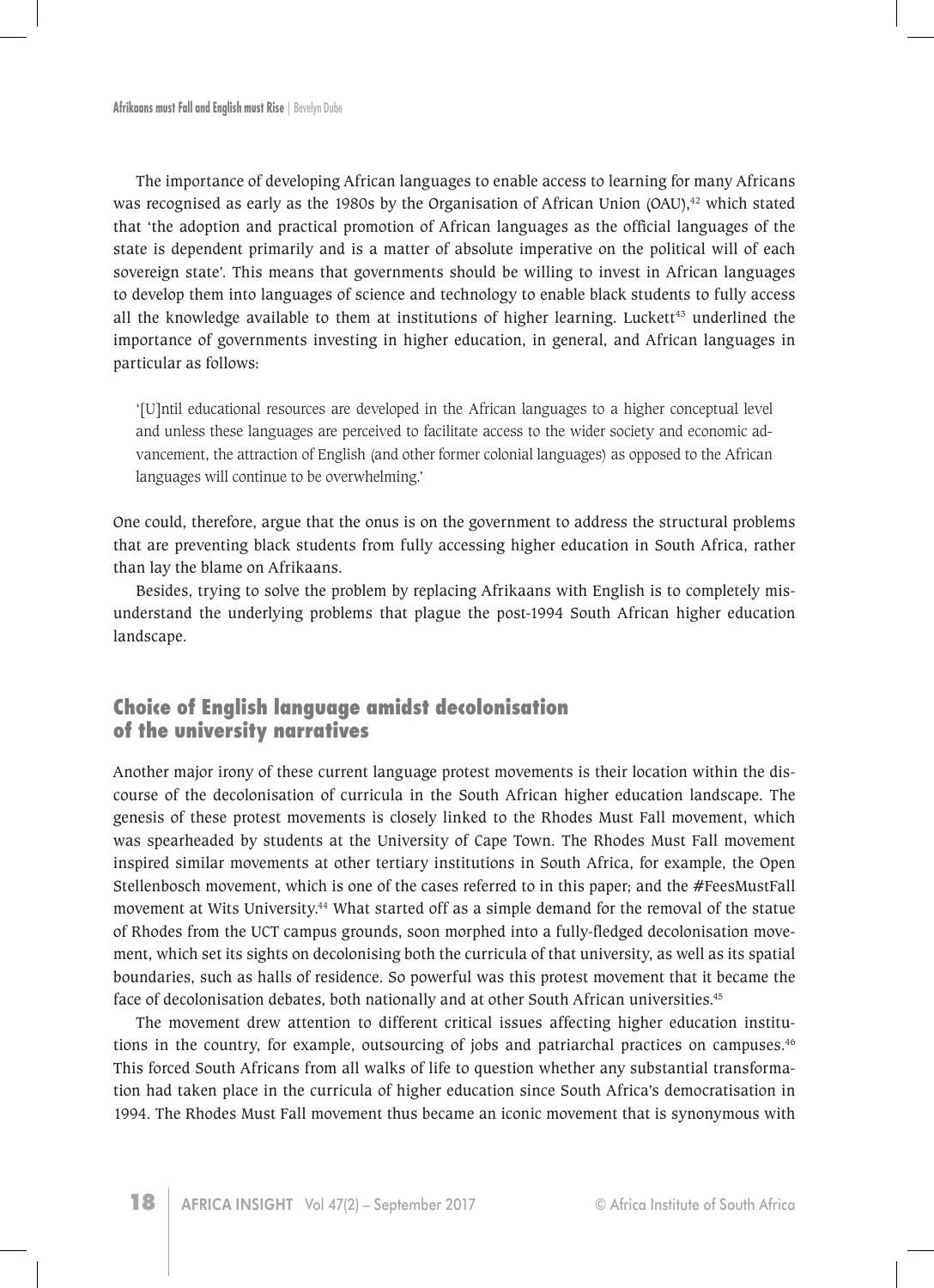The importance of developing African languages to enable access to learning for many Africans was recognised as early as the 1980s by the Organisation of African Union (OAU),[42] which stated that 'the adoption and practical promotion of African languages as the official languages of the state is dependent primarily and is a matter of absolute imperative on the political will of each sovereign state'. This means that governments should be willing to invest in African languages to develop them into languages of science and technology to enable black students to fully access all the knowledge available to them at institutions of higher learning. Luckett[43] underlined the importance of governments investing in higher education, in general, and African languages in particular as follows:

> '[U]ntil educational resources are developed in the African languages to a higher conceptual level and unless these languages are perceived to facilitate access to the wider society and economic advancement, the attraction of English (and other former colonial languages) as opposed to the African languages will continue to be overwhelming.'

One could, therefore, argue that the onus is on the government to address the structural problems that are preventing black students from fully accessing higher education in South Africa, rather than lay the blame on Afrikaans.

Besides, trying to solve the problem by replacing Afrikaans with English is to completely misunderstand the underlying problems that plague the post-1994 South African higher education landscape.

## Choice of English language amidst decolonisation of the university narratives

Another major irony of these current language protest movements is their location within the discourse of the decolonisation of curricula in the South African higher education landscape. The genesis of these protest movements is closely linked to the Rhodes Must Fall movement, which was spearheaded by students at the University of Cape Town. The Rhodes Must Fall movement inspired similar movements at other tertiary institutions in South Africa, for example, the Open Stellenbosch movement, which is one of the cases referred to in this paper; and the #FeesMustFall movement at Wits University.[44] What started off as a simple demand for the removal of the statue of Rhodes from the UCT campus grounds, soon morphed into a fully-fledged decolonisation movement, which set its sights on decolonising both the curricula of that university, as well as its spatial boundaries, such as halls of residence. So powerful was this protest movement that it became the face of decolonisation debates, both nationally and at other South African universities.[45]

The movement drew attention to different critical issues affecting higher education institutions in the country, for example, outsourcing of jobs and patriarchal practices on campuses.[46] This forced South Africans from all walks of life to question whether any substantial transformation had taken place in the curricula of higher education since South Africa's democratisation in 1994. The Rhodes Must Fall movement thus became an iconic movement that is synonymous with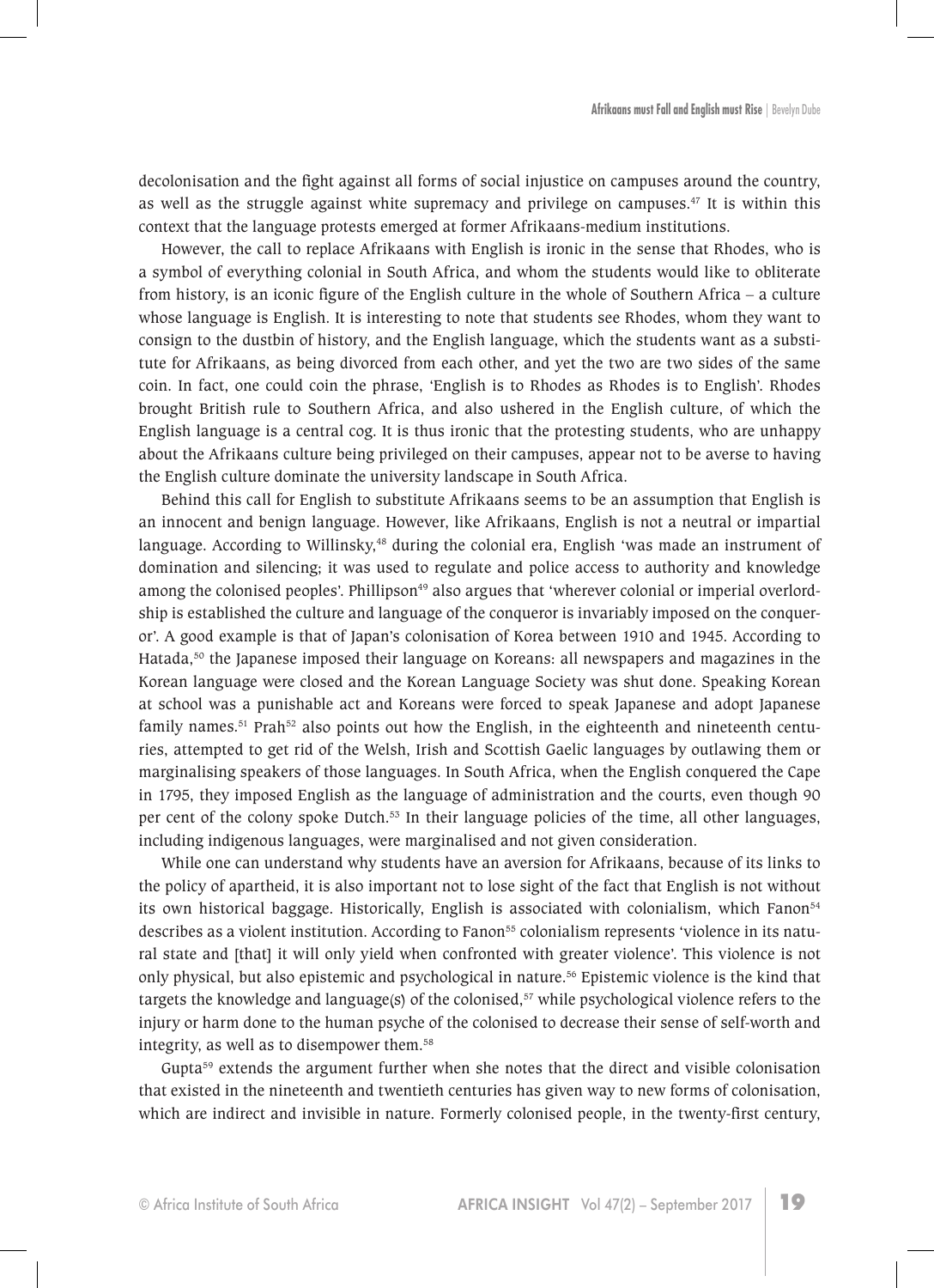decolonisation and the fight against all forms of social injustice on campuses around the country, as well as the struggle against white supremacy and privilege on campuses.[47] It is within this context that the language protests emerged at former Afrikaans-medium institutions.

However, the call to replace Afrikaans with English is ironic in the sense that Rhodes, who is a symbol of everything colonial in South Africa, and whom the students would like to obliterate from history, is an iconic figure of the English culture in the whole of Southern Africa – a culture whose language is English. It is interesting to note that students see Rhodes, whom they want to consign to the dustbin of history, and the English language, which the students want as a substitute for Afrikaans, as being divorced from each other, and yet the two are two sides of the same coin. In fact, one could coin the phrase, 'English is to Rhodes as Rhodes is to English'. Rhodes brought British rule to Southern Africa, and also ushered in the English culture, of which the English language is a central cog. It is thus ironic that the protesting students, who are unhappy about the Afrikaans culture being privileged on their campuses, appear not to be averse to having the English culture dominate the university landscape in South Africa.

Behind this call for English to substitute Afrikaans seems to be an assumption that English is an innocent and benign language. However, like Afrikaans, English is not a neutral or impartial language. According to Willinsky,[48] during the colonial era, English 'was made an instrument of domination and silencing; it was used to regulate and police access to authority and knowledge among the colonised peoples'. Phillipson[49] also argues that 'wherever colonial or imperial overlordship is established the culture and language of the conqueror is invariably imposed on the conqueror'. A good example is that of Japan's colonisation of Korea between 1910 and 1945. According to Hatada,[50] the Japanese imposed their language on Koreans: all newspapers and magazines in the Korean language were closed and the Korean Language Society was shut done. Speaking Korean at school was a punishable act and Koreans were forced to speak Japanese and adopt Japanese family names.[51] Prah[52] also points out how the English, in the eighteenth and nineteenth centuries, attempted to get rid of the Welsh, Irish and Scottish Gaelic languages by outlawing them or marginalising speakers of those languages. In South Africa, when the English conquered the Cape in 1795, they imposed English as the language of administration and the courts, even though 90 per cent of the colony spoke Dutch.[53] In their language policies of the time, all other languages, including indigenous languages, were marginalised and not given consideration.

While one can understand why students have an aversion for Afrikaans, because of its links to the policy of apartheid, it is also important not to lose sight of the fact that English is not without its own historical baggage. Historically, English is associated with colonialism, which Fanon[54] describes as a violent institution. According to Fanon[55] colonialism represents 'violence in its natural state and [that] it will only yield when confronted with greater violence'. This violence is not only physical, but also epistemic and psychological in nature.[56] Epistemic violence is the kind that targets the knowledge and language(s) of the colonised,[57] while psychological violence refers to the injury or harm done to the human psyche of the colonised to decrease their sense of self-worth and integrity, as well as to disempower them.[58]

Gupta[59] extends the argument further when she notes that the direct and visible colonisation that existed in the nineteenth and twentieth centuries has given way to new forms of colonisation, which are indirect and invisible in nature. Formerly colonised people, in the twenty-first century,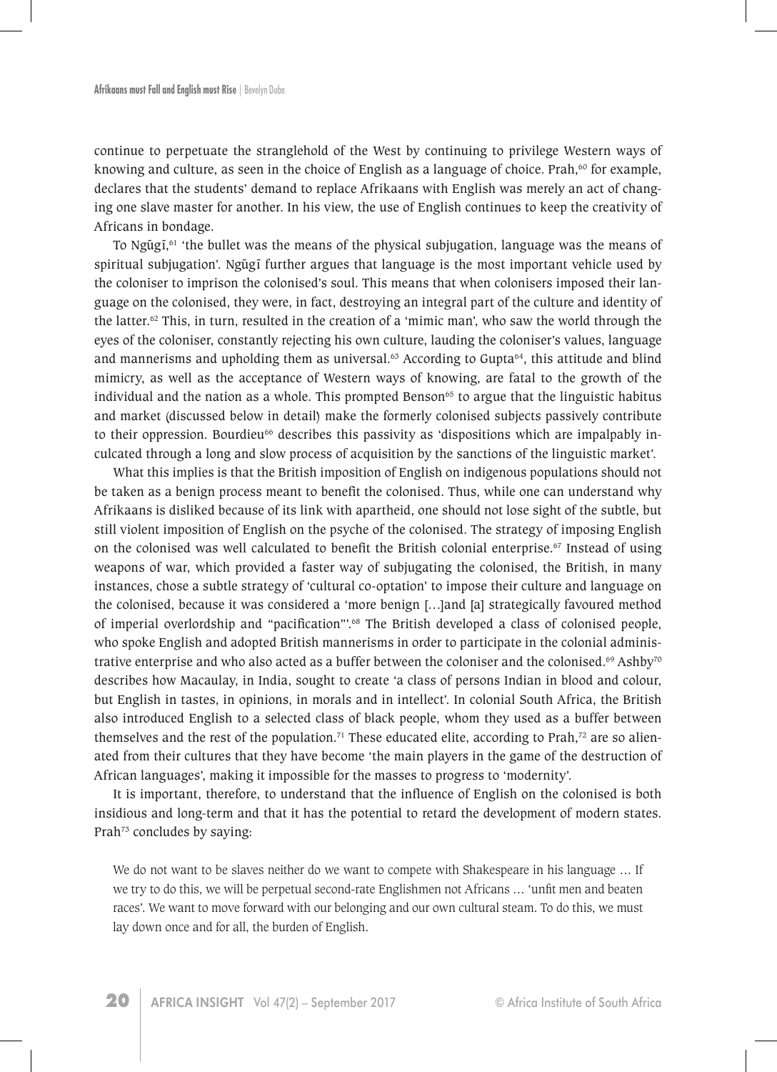continue to perpetuate the stranglehold of the West by continuing to privilege Western ways of knowing and culture, as seen in the choice of English as a language of choice. Prah,[60] for example, declares that the students' demand to replace Afrikaans with English was merely an act of changing one slave master for another. In his view, the use of English continues to keep the creativity of Africans in bondage.

To Ngũgĩ,[61] 'the bullet was the means of the physical subjugation, language was the means of spiritual subjugation'. Ngũgĩ further argues that language is the most important vehicle used by the coloniser to imprison the colonised's soul. This means that when colonisers imposed their language on the colonised, they were, in fact, destroying an integral part of the culture and identity of the latter.[62] This, in turn, resulted in the creation of a 'mimic man', who saw the world through the eyes of the coloniser, constantly rejecting his own culture, lauding the coloniser's values, language and mannerisms and upholding them as universal.[63] According to Gupta[64], this attitude and blind mimicry, as well as the acceptance of Western ways of knowing, are fatal to the growth of the individual and the nation as a whole. This prompted Benson[65] to argue that the linguistic habitus and market (discussed below in detail) make the formerly colonised subjects passively contribute to their oppression. Bourdieu[66] describes this passivity as 'dispositions which are impalpably inculcated through a long and slow process of acquisition by the sanctions of the linguistic market'.

What this implies is that the British imposition of English on indigenous populations should not be taken as a benign process meant to benefit the colonised. Thus, while one can understand why Afrikaans is disliked because of its link with apartheid, one should not lose sight of the subtle, but still violent imposition of English on the psyche of the colonised. The strategy of imposing English on the colonised was well calculated to benefit the British colonial enterprise.[67] Instead of using weapons of war, which provided a faster way of subjugating the colonised, the British, in many instances, chose a subtle strategy of 'cultural co-optation' to impose their culture and language on the colonised, because it was considered a 'more benign […]and [a] strategically favoured method of imperial overlordship and "pacification"'.[68] The British developed a class of colonised people, who spoke English and adopted British mannerisms in order to participate in the colonial administrative enterprise and who also acted as a buffer between the coloniser and the colonised.[69] Ashby[70] describes how Macaulay, in India, sought to create 'a class of persons Indian in blood and colour, but English in tastes, in opinions, in morals and in intellect'. In colonial South Africa, the British also introduced English to a selected class of black people, whom they used as a buffer between themselves and the rest of the population.[71] These educated elite, according to Prah,[72] are so alienated from their cultures that they have become 'the main players in the game of the destruction of African languages', making it impossible for the masses to progress to 'modernity'.

It is important, therefore, to understand that the influence of English on the colonised is both insidious and long-term and that it has the potential to retard the development of modern states. Prah[73] concludes by saying:

> We do not want to be slaves neither do we want to compete with Shakespeare in his language … If we try to do this, we will be perpetual second-rate Englishmen not Africans … 'unfit men and beaten races'. We want to move forward with our belonging and our own cultural steam. To do this, we must lay down once and for all, the burden of English.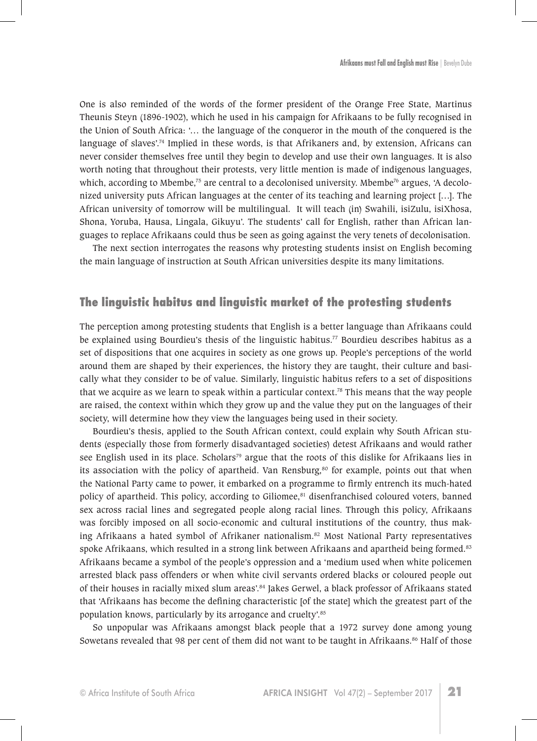One is also reminded of the words of the former president of the Orange Free State, Martinus Theunis Steyn (1896-1902), which he used in his campaign for Afrikaans to be fully recognised in the Union of South Africa: '… the language of the conqueror in the mouth of the conquered is the language of slaves'.[74] Implied in these words, is that Afrikaners and, by extension, Africans can never consider themselves free until they begin to develop and use their own languages. It is also worth noting that throughout their protests, very little mention is made of indigenous languages, which, according to Mbembe,[75] are central to a decolonised university. Mbembe[76] argues, 'A decolonized university puts African languages at the center of its teaching and learning project […]. The African university of tomorrow will be multilingual. It will teach (in) Swahili, isiZulu, isiXhosa, Shona, Yoruba, Hausa, Lingala, Gikuyu'. The students' call for English, rather than African languages to replace Afrikaans could thus be seen as going against the very tenets of decolonisation.

The next section interrogates the reasons why protesting students insist on English becoming the main language of instruction at South African universities despite its many limitations.

## The linguistic habitus and linguistic market of the protesting students

The perception among protesting students that English is a better language than Afrikaans could be explained using Bourdieu's thesis of the linguistic habitus.[77] Bourdieu describes habitus as a set of dispositions that one acquires in society as one grows up. People's perceptions of the world around them are shaped by their experiences, the history they are taught, their culture and basically what they consider to be of value. Similarly, linguistic habitus refers to a set of dispositions that we acquire as we learn to speak within a particular context.[78] This means that the way people are raised, the context within which they grow up and the value they put on the languages of their society, will determine how they view the languages being used in their society.

Bourdieu's thesis, applied to the South African context, could explain why South African students (especially those from formerly disadvantaged societies) detest Afrikaans and would rather see English used in its place. Scholars[79] argue that the roots of this dislike for Afrikaans lies in its association with the policy of apartheid. Van Rensburg,[80] for example, points out that when the National Party came to power, it embarked on a programme to firmly entrench its much-hated policy of apartheid. This policy, according to Giliomee,[81] disenfranchised coloured voters, banned sex across racial lines and segregated people along racial lines. Through this policy, Afrikaans was forcibly imposed on all socio-economic and cultural institutions of the country, thus making Afrikaans a hated symbol of Afrikaner nationalism.[82] Most National Party representatives spoke Afrikaans, which resulted in a strong link between Afrikaans and apartheid being formed.[83] Afrikaans became a symbol of the people's oppression and a 'medium used when white policemen arrested black pass offenders or when white civil servants ordered blacks or coloured people out of their houses in racially mixed slum areas'.[84] Jakes Gerwel, a black professor of Afrikaans stated that 'Afrikaans has become the defining characteristic [of the state] which the greatest part of the population knows, particularly by its arrogance and cruelty'.[85]

So unpopular was Afrikaans amongst black people that a 1972 survey done among young Sowetans revealed that 98 per cent of them did not want to be taught in Afrikaans.[86] Half of those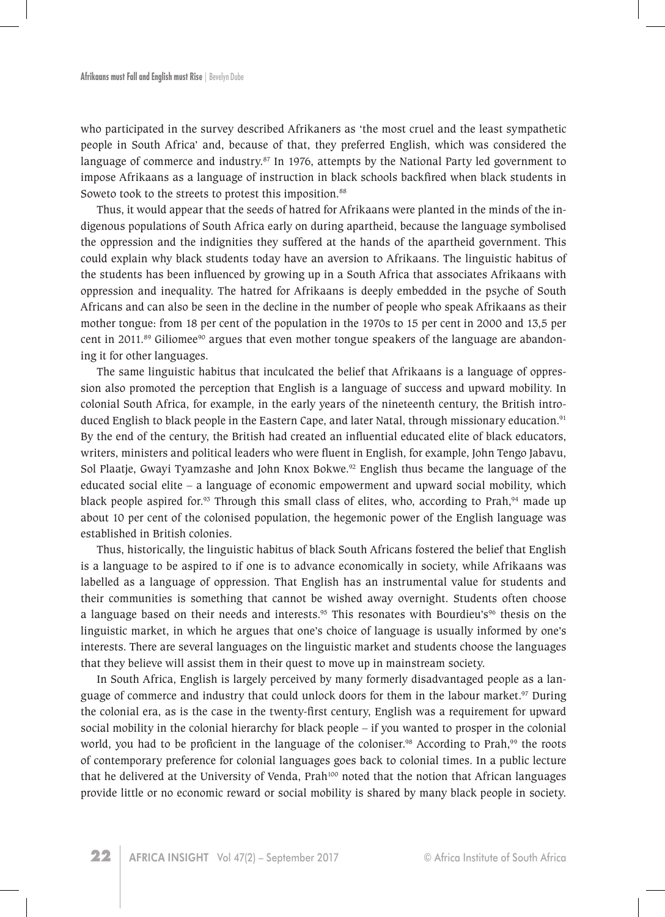who participated in the survey described Afrikaners as 'the most cruel and the least sympathetic people in South Africa' and, because of that, they preferred English, which was considered the language of commerce and industry.[87] In 1976, attempts by the National Party led government to impose Afrikaans as a language of instruction in black schools backfired when black students in Soweto took to the streets to protest this imposition.[88]

Thus, it would appear that the seeds of hatred for Afrikaans were planted in the minds of the indigenous populations of South Africa early on during apartheid, because the language symbolised the oppression and the indignities they suffered at the hands of the apartheid government. This could explain why black students today have an aversion to Afrikaans. The linguistic habitus of the students has been influenced by growing up in a South Africa that associates Afrikaans with oppression and inequality. The hatred for Afrikaans is deeply embedded in the psyche of South Africans and can also be seen in the decline in the number of people who speak Afrikaans as their mother tongue: from 18 per cent of the population in the 1970s to 15 per cent in 2000 and 13,5 per cent in 2011.[89] Giliomee[90] argues that even mother tongue speakers of the language are abandoning it for other languages.

The same linguistic habitus that inculcated the belief that Afrikaans is a language of oppression also promoted the perception that English is a language of success and upward mobility. In colonial South Africa, for example, in the early years of the nineteenth century, the British introduced English to black people in the Eastern Cape, and later Natal, through missionary education.[91] By the end of the century, the British had created an influential educated elite of black educators, writers, ministers and political leaders who were fluent in English, for example, John Tengo Jabavu, Sol Plaatje, Gwayi Tyamzashe and John Knox Bokwe.[92] English thus became the language of the educated social elite – a language of economic empowerment and upward social mobility, which black people aspired for.[93] Through this small class of elites, who, according to Prah,[94] made up about 10 per cent of the colonised population, the hegemonic power of the English language was established in British colonies.

Thus, historically, the linguistic habitus of black South Africans fostered the belief that English is a language to be aspired to if one is to advance economically in society, while Afrikaans was labelled as a language of oppression. That English has an instrumental value for students and their communities is something that cannot be wished away overnight. Students often choose a language based on their needs and interests.[95] This resonates with Bourdieu's[96] thesis on the linguistic market, in which he argues that one's choice of language is usually informed by one's interests. There are several languages on the linguistic market and students choose the languages that they believe will assist them in their quest to move up in mainstream society.

In South Africa, English is largely perceived by many formerly disadvantaged people as a language of commerce and industry that could unlock doors for them in the labour market.[97] During the colonial era, as is the case in the twenty-first century, English was a requirement for upward social mobility in the colonial hierarchy for black people – if you wanted to prosper in the colonial world, you had to be proficient in the language of the coloniser.[98] According to Prah,[99] the roots of contemporary preference for colonial languages goes back to colonial times. In a public lecture that he delivered at the University of Venda, Prah[100] noted that the notion that African languages provide little or no economic reward or social mobility is shared by many black people in society.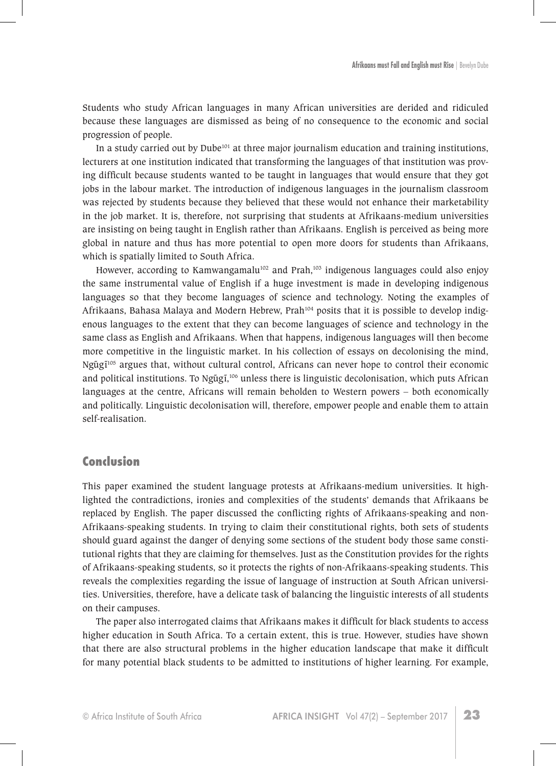Students who study African languages in many African universities are derided and ridiculed because these languages are dismissed as being of no consequence to the economic and social progression of people.

In a study carried out by Dube[101] at three major journalism education and training institutions, lecturers at one institution indicated that transforming the languages of that institution was proving difficult because students wanted to be taught in languages that would ensure that they got jobs in the labour market. The introduction of indigenous languages in the journalism classroom was rejected by students because they believed that these would not enhance their marketability in the job market. It is, therefore, not surprising that students at Afrikaans-medium universities are insisting on being taught in English rather than Afrikaans. English is perceived as being more global in nature and thus has more potential to open more doors for students than Afrikaans, which is spatially limited to South Africa.

However, according to Kamwangamalu[102] and Prah,[103] indigenous languages could also enjoy the same instrumental value of English if a huge investment is made in developing indigenous languages so that they become languages of science and technology. Noting the examples of Afrikaans, Bahasa Malaya and Modern Hebrew, Prah[104] posits that it is possible to develop indigenous languages to the extent that they can become languages of science and technology in the same class as English and Afrikaans. When that happens, indigenous languages will then become more competitive in the linguistic market. In his collection of essays on decolonising the mind, Ngũgĩ[105] argues that, without cultural control, Africans can never hope to control their economic and political institutions. To Ngũgĩ,[106] unless there is linguistic decolonisation, which puts African languages at the centre, Africans will remain beholden to Western powers – both economically and politically. Linguistic decolonisation will, therefore, empower people and enable them to attain self-realisation.

## Conclusion

This paper examined the student language protests at Afrikaans-medium universities. It highlighted the contradictions, ironies and complexities of the students' demands that Afrikaans be replaced by English. The paper discussed the conflicting rights of Afrikaans-speaking and non-Afrikaans-speaking students. In trying to claim their constitutional rights, both sets of students should guard against the danger of denying some sections of the student body those same constitutional rights that they are claiming for themselves. Just as the Constitution provides for the rights of Afrikaans-speaking students, so it protects the rights of non-Afrikaans-speaking students. This reveals the complexities regarding the issue of language of instruction at South African universities. Universities, therefore, have a delicate task of balancing the linguistic interests of all students on their campuses.

The paper also interrogated claims that Afrikaans makes it difficult for black students to access higher education in South Africa. To a certain extent, this is true. However, studies have shown that there are also structural problems in the higher education landscape that make it difficult for many potential black students to be admitted to institutions of higher learning. For example,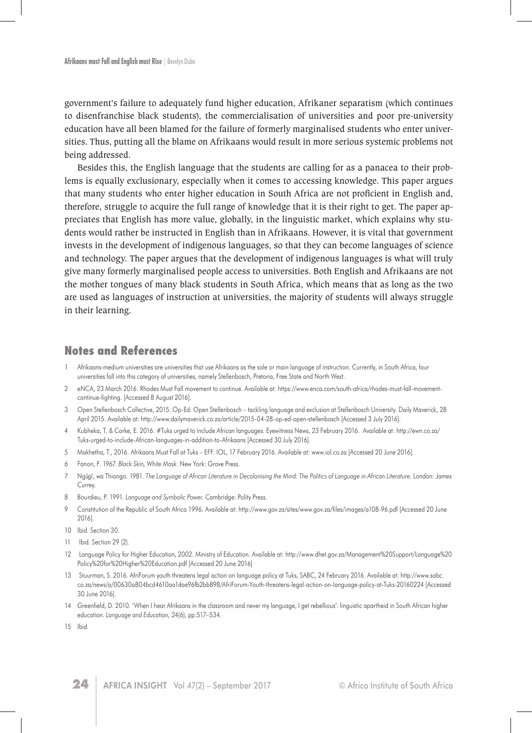government's failure to adequately fund higher education, Afrikaner separatism (which continues to disenfranchise black students), the commercialisation of universities and poor pre-university education have all been blamed for the failure of formerly marginalised students who enter universities. Thus, putting all the blame on Afrikaans would result in more serious systemic problems not being addressed.

Besides this, the English language that the students are calling for as a panacea to their problems is equally exclusionary, especially when it comes to accessing knowledge. This paper argues that many students who enter higher education in South Africa are not proficient in English and, therefore, struggle to acquire the full range of knowledge that it is their right to get. The paper appreciates that English has more value, globally, in the linguistic market, which explains why students would rather be instructed in English than in Afrikaans. However, it is vital that government invests in the development of indigenous languages, so that they can become languages of science and technology. The paper argues that the development of indigenous languages is what will truly give many formerly marginalised people access to universities. Both English and Afrikaans are not the mother tongues of many black students in South Africa, which means that as long as the two are used as languages of instruction at universities, the majority of students will always struggle in their learning.

## Notes and References

1. Afrikaans-medium universities are universities that use Afrikaans as the sole or main language of instruction. Currently, in South Africa, four universities fall into this category of universities, namely Stellenbosch, Pretoria, Free State and North West.
2. eNCA, 23 March 2016. Rhodes Must Fall movement to continue. Available at: https://www.enca.com/south-africa/rhodes-must-fall-movement-continue-fighting. [Accessed 8 August 2016].
3. Open Stellenbosch Collective, 2015. Op-Ed: Open Stellenbosch – tackling language and exclusion at Stellenbosch University. Daily Maverick, 28 April 2015. Available at: http://www.dailymaverick.co.za/article/2015-04-28-op-ed-open-stellenbosch [Accessed 3 July 2016].
4. Kubheka, T. & Corke, E. 2016. #Tuks urged to include African languages. Eyewitness News, 23 February 2016. Available at: http://ewn.co.za/Tuks-urged-to-include-African-languages-in-addition-to-Afrikaans [Accessed 30 July 2016].
5. Makhetha, T., 2016. Afrikaans Must Fall at Tuks – EFF. IOL, 17 February 2016. Available at: www.iol.co.za [Accessed 20 June 2016].
6. Fanon, F. 1967. *Black Skin, White Mask*. New York: Grove Press.
7. Ngũgĩ, wa Thiongo. 1981. *The Language of African Literature in Decolonising the Mind: The Politics of Language in African Literature.* London: James Currey.
8. Bourdieu, P. 1991. *Language and Symbolic Power.* Cambridge: Polity Press.
9. Constitution of the Republic of South Africa 1996. Available at: http://www.gov.za/sites/www.gov.za/files/images/a108-96.pdf [Accessed 20 June 2016].
10. Ibid. Section 30.
11. Ibid. Section 29 (2).
12. Language Policy for Higher Education, 2002. Ministry of Education. Available at: http://www.dhet.gov.za/Management%20Support/Language%20Policy%20for%20Higher%20Education.pdf [Accessed 20 June 2016]
13. Stuurman, S. 2016. AfriForum youth threatens legal action on language policy at Tuks, SABC, 24 February 2016. Available at: http://www.sabc.co.za/news/a/00630a804bcd4610aa1dae96fb2bb898/AfriForum-Youth-threatens-legal-action-on-language-policy-at-Tuks-20160224 [Accessed 30 June 2016].
14. Greenfield, D. 2010. 'When I hear Afrikaans in the classroom and never my language, I get rebellious': linguistic apartheid in South African higher education. *Language and Education,* 24(6), pp.517–534.
15. Ibid.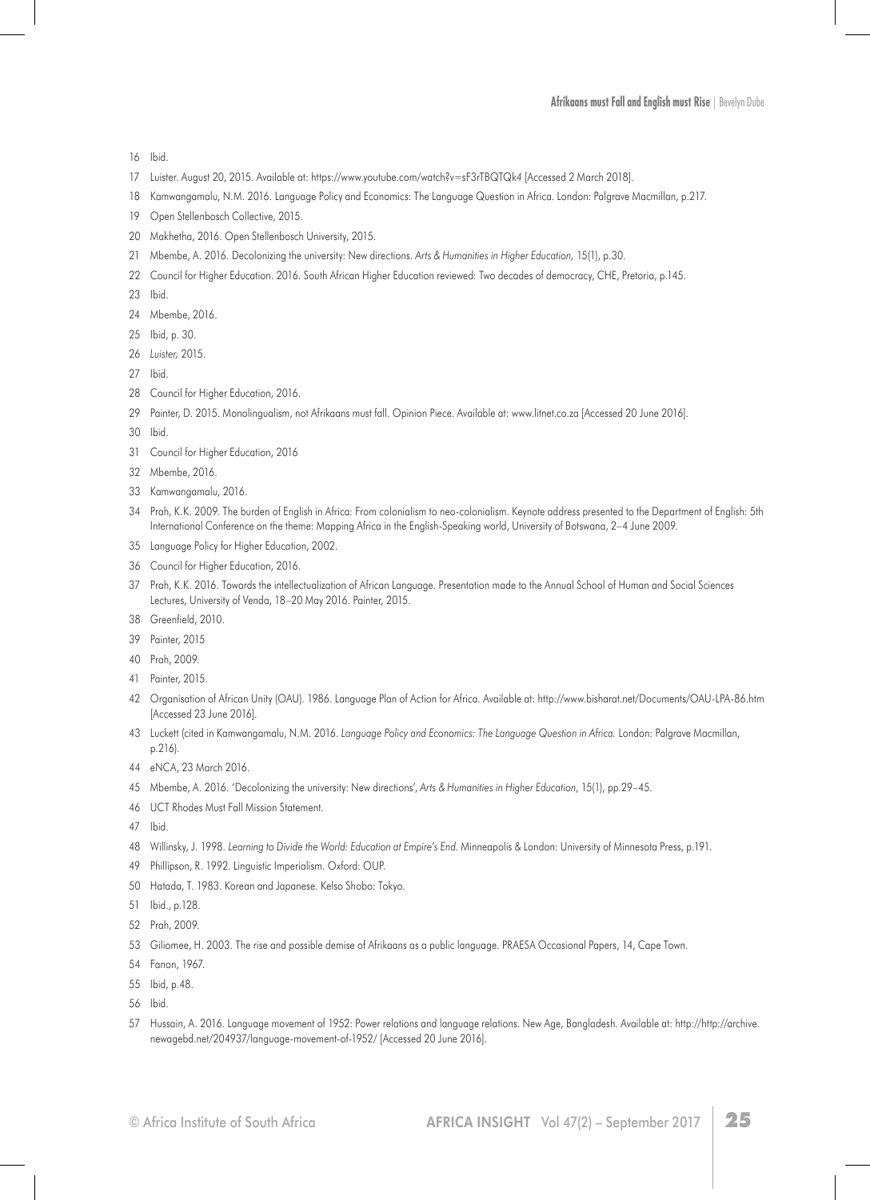16 Ibid.

17 Luister. August 20, 2015. Available at: https://www.youtube.com/watch?v=sF3rTBQTQk4 [Accessed 2 March 2018].

18 Kamwangamalu, N.M. 2016. Language Policy and Economics: The Language Question in Africa. London: Palgrave Macmillan, p.217.

19 Open Stellenbosch Collective, 2015.

20 Makhetha, 2016. Open Stellenbosch University, 2015.

21 Mbembe, A. 2016. Decolonizing the university: New directions. *Arts & Humanities in Higher Education,* 15(1), p.30.

22 Council for Higher Education. 2016. South African Higher Education reviewed: Two decades of democracy, CHE, Pretoria, p.145.

23 Ibid.

24 Mbembe, 2016.

25 Ibid, p. 30.

26 *Luister,* 2015.

27 Ibid.

28 Council for Higher Education, 2016.

29 Painter, D. 2015. Monolingualism, not Afrikaans must fall. Opinion Piece. Available at: www.litnet.co.za [Accessed 20 June 2016].

30 Ibid.

31 Council for Higher Education, 2016

32 Mbembe, 2016.

33 Kamwangamalu, 2016.

34 Prah, K.K. 2009. The burden of English in Africa: From colonialism to neo-colonialism. Keynote address presented to the Department of English: 5th International Conference on the theme: Mapping Africa in the English-Speaking world, University of Botswana, 2–4 June 2009.

35 Language Policy for Higher Education, 2002.

36 Council for Higher Education, 2016.

37 Prah, K.K. 2016. Towards the intellectualization of African Language. Presentation made to the Annual School of Human and Social Sciences Lectures, University of Venda, 18–20 May 2016. Painter, 2015.

38 Greenfield, 2010.

39 Painter, 2015

40 Prah, 2009.

41 Painter, 2015.

42 Organisation of African Unity (OAU). 1986. Language Plan of Action for Africa. Available at: http://www.bisharat.net/Documents/OAU-LPA-86.htm [Accessed 23 June 2016].

43 Luckett (cited in Kamwangamalu, N.M. 2016. *Language Policy and Economics: The Language Question in Africa.* London: Palgrave Macmillan, p.216).

44 eNCA, 23 March 2016.

45 Mbembe, A. 2016. 'Decolonizing the university: New directions', *Arts & Humanities in Higher Education*, 15(1), pp.29–45.

46 UCT Rhodes Must Fall Mission Statement.

47 Ibid.

48 Willinsky, J. 1998. *Learning to Divide the World: Education at Empire's End.* Minneapolis & London: University of Minnesota Press, p.191.

49 Phillipson, R. 1992. Linguistic Imperialism. Oxford: OUP.

50 Hatada, T. 1983. Korean and Japanese. Kelso Shobo: Tokyo.

51 Ibid., p.128.

52 Prah, 2009.

53 Giliomee, H. 2003. The rise and possible demise of Afrikaans as a public language. PRAESA Occasional Papers, 14, Cape Town.

54 Fanon, 1967.

55 Ibid, p.48.

56 Ibid.

57 Hussain, A. 2016. Language movement of 1952: Power relations and language relations. New Age, Bangladesh. Available at: http://http://archive.newagebd.net/204937/language-movement-of-1952/ [Accessed 20 June 2016].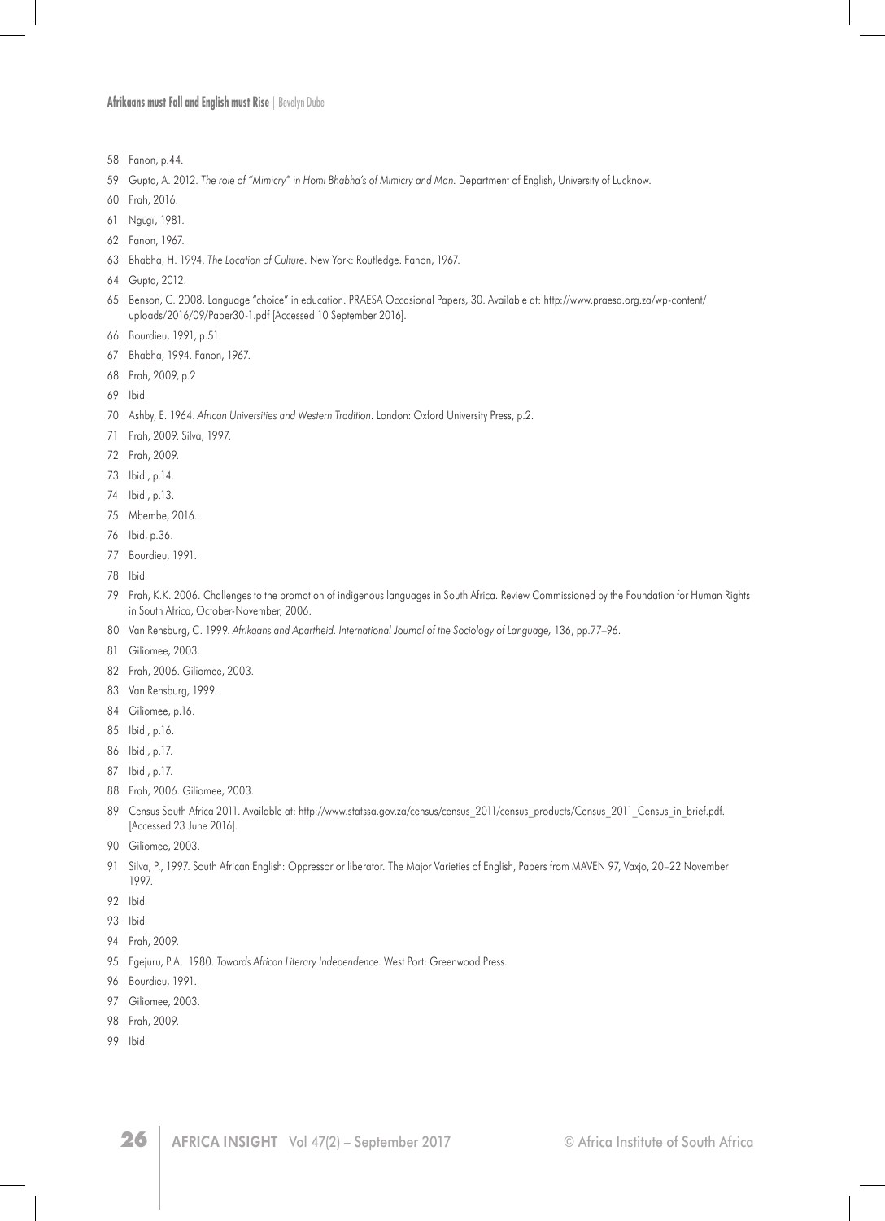58 Fanon, p.44.

59 Gupta, A. 2012. *The role of "Mimicry" in Homi Bhabha's of Mimicry and Man.* Department of English, University of Lucknow.

60 Prah, 2016.

61 Ngũgĩ, 1981.

62 Fanon, 1967.

63 Bhabha, H. 1994. *The Location of Culture.* New York: Routledge. Fanon, 1967.

64 Gupta, 2012.

65 Benson, C. 2008. Language "choice" in education. PRAESA Occasional Papers, 30. Available at: http://www.praesa.org.za/wp-content/uploads/2016/09/Paper30-1.pdf [Accessed 10 September 2016].

66 Bourdieu, 1991, p.51.

67 Bhabha, 1994. Fanon, 1967.

68 Prah, 2009, p.2

69 Ibid.

70 Ashby, E. 1964. *African Universities and Western Tradition.* London: Oxford University Press, p.2.

71 Prah, 2009. Silva, 1997.

72 Prah, 2009.

73 Ibid., p.14.

74 Ibid., p.13.

75 Mbembe, 2016.

76 Ibid, p.36.

77 Bourdieu, 1991.

78 Ibid.

79 Prah, K.K. 2006. Challenges to the promotion of indigenous languages in South Africa. Review Commissioned by the Foundation for Human Rights in South Africa, October-November, 2006.

80 Van Rensburg, C. 1999. *Afrikaans and Apartheid. International Journal of the Sociology of Language,* 136, pp.77–96.

81 Giliomee, 2003.

82 Prah, 2006. Giliomee, 2003.

83 Van Rensburg, 1999.

84 Giliomee, p.16.

85 Ibid., p.16.

86 Ibid., p.17.

87 Ibid., p.17.

88 Prah, 2006. Giliomee, 2003.

89 Census South Africa 2011. Available at: http://www.statssa.gov.za/census/census_2011/census_products/Census_2011_Census_in_brief.pdf. [Accessed 23 June 2016].

90 Giliomee, 2003.

91 Silva, P., 1997. South African English: Oppressor or liberator. The Major Varieties of English, Papers from MAVEN 97, Vaxjo, 20–22 November 1997.

92 Ibid.

93 Ibid.

94 Prah, 2009.

95 Egejuru, P.A. 1980. *Towards African Literary Independence.* West Port: Greenwood Press.

96 Bourdieu, 1991.

97 Giliomee, 2003.

98 Prah, 2009.

99 Ibid.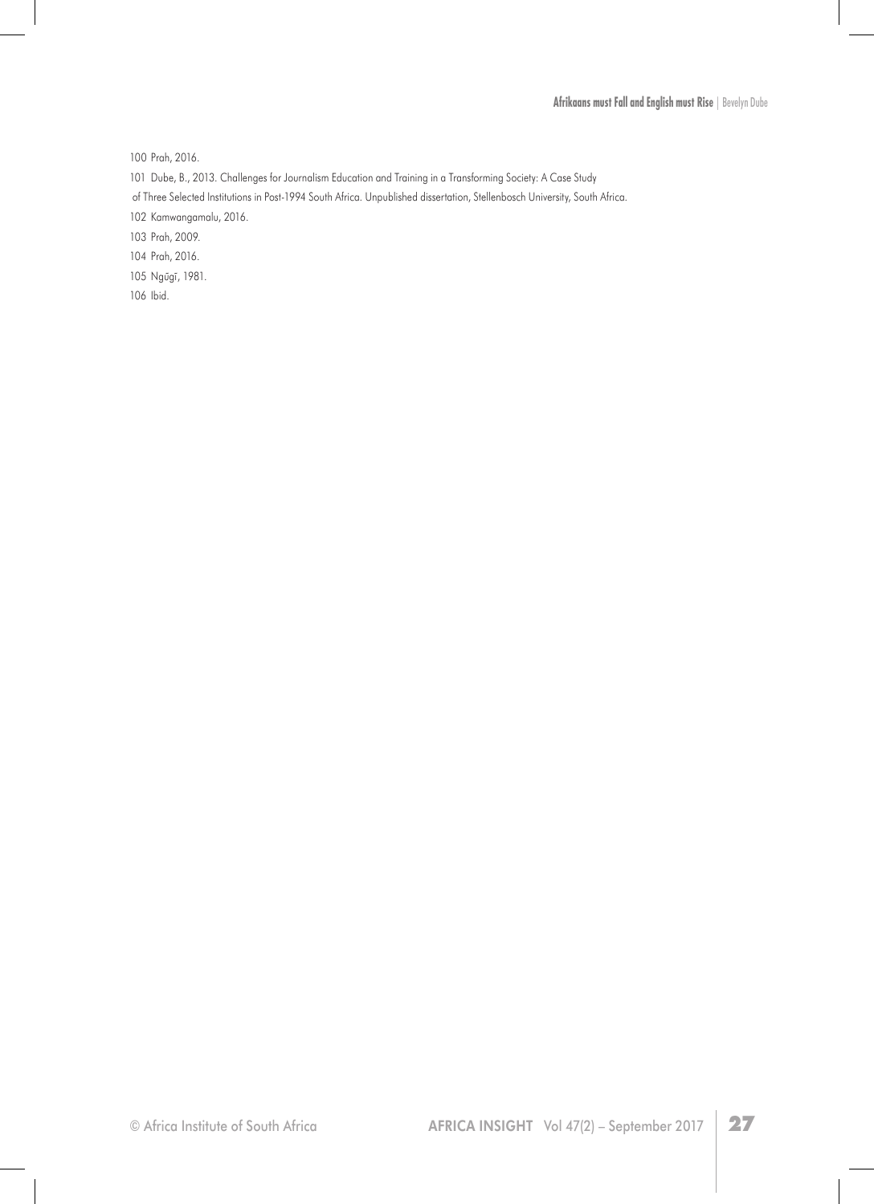100 Prah, 2016.

101 Dube, B., 2013. Challenges for Journalism Education and Training in a Transforming Society: A Case Study of Three Selected Institutions in Post-1994 South Africa. Unpublished dissertation, Stellenbosch University, South Africa.

102 Kamwangamalu, 2016.

103 Prah, 2009.

104 Prah, 2016.

105 Ngũgĩ, 1981.

106 Ibid.